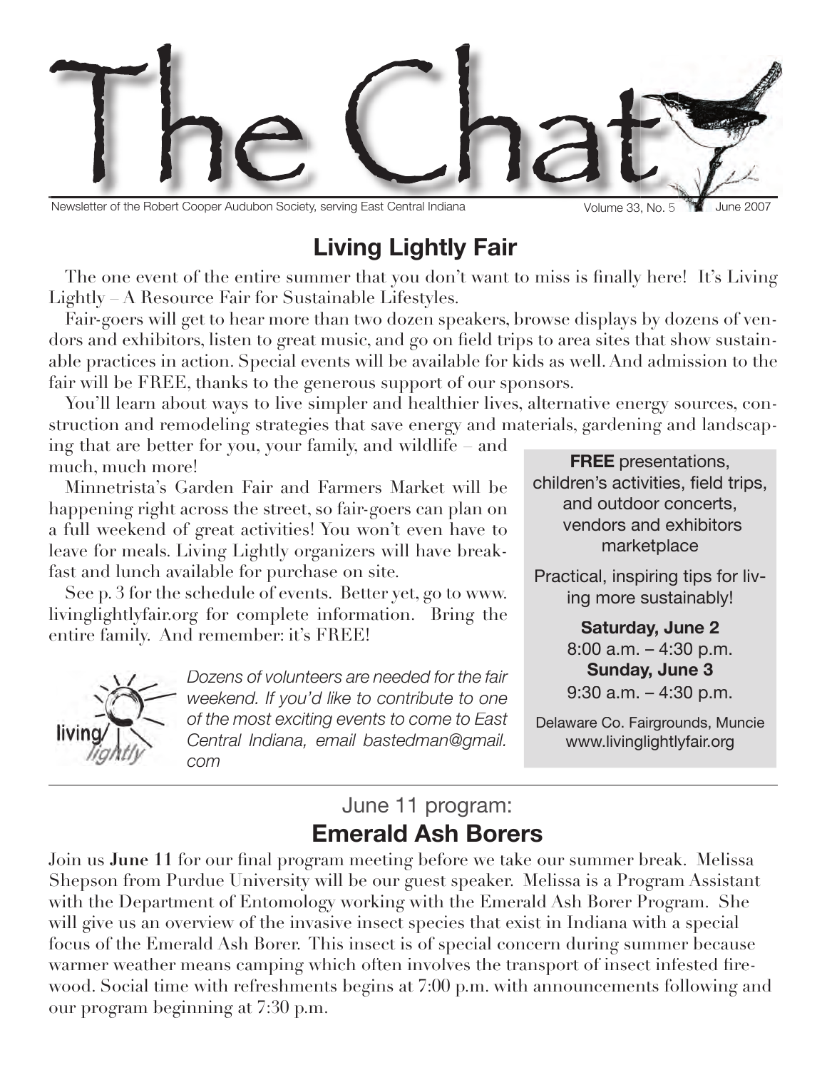# The Chat

Newsletter of the Robert Cooper Audubon Society, serving East Central Indiana

Volume 33, No. 5 — June 2007

## Living Lightly Fair

The one event of the entire summer that you don't want to miss is finally here! It's Living Lightly – A Resource Fair for Sustainable Lifestyles.

Fair-goers will get to hear more than two dozen speakers, browse displays by dozens of vendors and exhibitors, listen to great music, and go on field trips to area sites that show sustainable practices in action. Special events will be available for kids as well. And admission to the fair will be FREE, thanks to the generous support of our sponsors.

You'll learn about ways to live simpler and healthier lives, alternative energy sources, construction and remodeling strategies that save energy and materials, gardening and landscaping that are better for you, your family, and wildlife – and much, much more!

Minnetrista's Garden Fair and Farmers Market will be happening right across the street, so fair-goers can plan on a full weekend of great activities! You won't even have to leave for meals. Living Lightly organizers will have breakfast and lunch available for purchase on site.

See p. 3 for the schedule of events. Better yet, go to www.livinglightlyfair.org for complete information. Bring the entire family. And remember: it's FREE!

*Dozens of volunteers are needed for the fair weekend. If you'd like to contribute to one of the most exciting events to come to East Central Indiana, email bastedman@gmail.com*

> **FREE** presentations, children's activities, field trips, and outdoor concerts, vendors and exhibitors marketplace
>
> Practical, inspiring tips for living more sustainably!
>
> **Saturday, June 2**
> 8:00 a.m. – 4:30 p.m.
> **Sunday, June 3**
> 9:30 a.m. – 4:30 p.m.
>
> Delaware Co. Fairgrounds, Muncie
> www.livinglightlyfair.org

---

## June 11 program:
## Emerald Ash Borers

Join us **June 11** for our final program meeting before we take our summer break. Melissa Shepson from Purdue University will be our guest speaker. Melissa is a Program Assistant with the Department of Entomology working with the Emerald Ash Borer Program. She will give us an overview of the invasive insect species that exist in Indiana with a special focus of the Emerald Ash Borer. This insect is of special concern during summer because warmer weather means camping which often involves the transport of insect infested firewood. Social time with refreshments begins at 7:00 p.m. with announcements following and our program beginning at 7:30 p.m.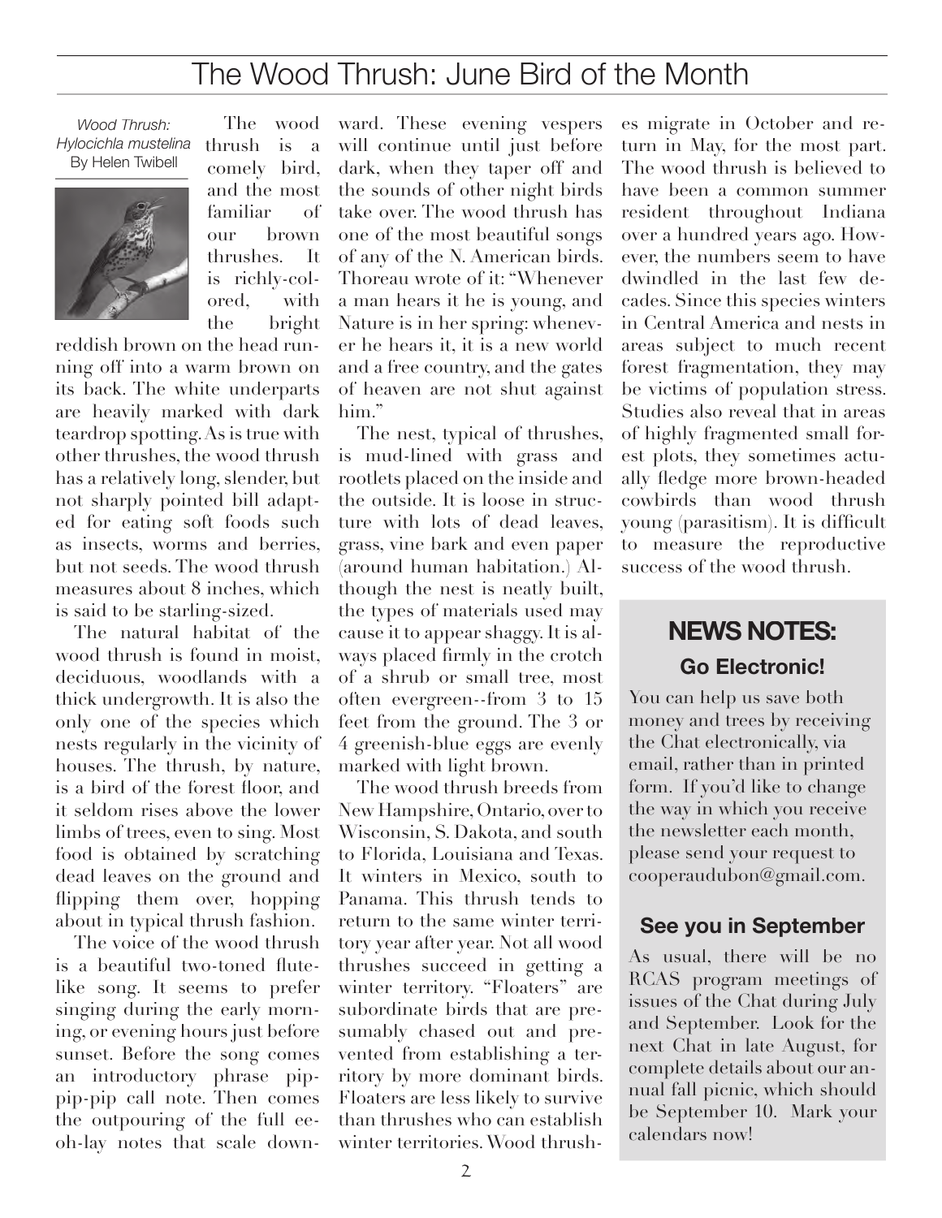# The Wood Thrush: June Bird of the Month

*Wood Thrush: Hylocichla mustelina*
By Helen Twibell

The wood thrush is a comely bird, and the most familiar of our brown thrushes. It is richly-colored, with the bright reddish brown on the head running off into a warm brown on its back. The white underparts are heavily marked with dark teardrop spotting. As is true with other thrushes, the wood thrush has a relatively long, slender, but not sharply pointed bill adapted for eating soft foods such as insects, worms and berries, but not seeds. The wood thrush measures about 8 inches, which is said to be starling-sized.

The natural habitat of the wood thrush is found in moist, deciduous, woodlands with a thick undergrowth. It is also the only one of the species which nests regularly in the vicinity of houses. The thrush, by nature, is a bird of the forest floor, and it seldom rises above the lower limbs of trees, even to sing. Most food is obtained by scratching dead leaves on the ground and flipping them over, hopping about in typical thrush fashion.

The voice of the wood thrush is a beautiful two-toned flute-like song. It seems to prefer singing during the early morning, or evening hours just before sunset. Before the song comes an introductory phrase pip-pip-pip-pip call note. Then comes the outpouring of the full ee-oh-lay notes that scale downward. These evening vespers will continue until just before dark, when they taper off and the sounds of other night birds take over. The wood thrush has one of the most beautiful songs of any of the N. American birds. Thoreau wrote of it: "Whenever a man hears it he is young, and Nature is in her spring: whenever he hears it, it is a new world and a free country, and the gates of heaven are not shut against him."

The nest, typical of thrushes, is mud-lined with grass and rootlets placed on the inside and the outside. It is loose in structure with lots of dead leaves, grass, vine bark and even paper (around human habitation.) Although the nest is neatly built, the types of materials used may cause it to appear shaggy. It is always placed firmly in the crotch of a shrub or small tree, most often evergreen--from 3 to 15 feet from the ground. The 3 or 4 greenish-blue eggs are evenly marked with light brown.

The wood thrush breeds from New Hampshire, Ontario, over to Wisconsin, S. Dakota, and south to Florida, Louisiana and Texas. It winters in Mexico, south to Panama. This thrush tends to return to the same winter territory year after year. Not all wood thrushes succeed in getting a winter territory. "Floaters" are subordinate birds that are presumably chased out and prevented from establishing a territory by more dominant birds. Floaters are less likely to survive than thrushes who can establish winter territories. Wood thrushes migrate in October and return in May, for the most part. The wood thrush is believed to have been a common summer resident throughout Indiana over a hundred years ago. However, the numbers seem to have dwindled in the last few decades. Since this species winters in Central America and nests in areas subject to much recent forest fragmentation, they may be victims of population stress. Studies also reveal that in areas of highly fragmented small forest plots, they sometimes actually fledge more brown-headed cowbirds than wood thrush young (parasitism). It is difficult to measure the reproductive success of the wood thrush.

## NEWS NOTES:

### Go Electronic!

You can help us save both money and trees by receiving the Chat electronically, via email, rather than in printed form. If you'd like to change the way in which you receive the newsletter each month, please send your request to cooperaudubon@gmail.com.

### See you in September

As usual, there will be no RCAS program meetings of issues of the Chat during July and September. Look for the next Chat in late August, for complete details about our annual fall picnic, which should be September 10. Mark your calendars now!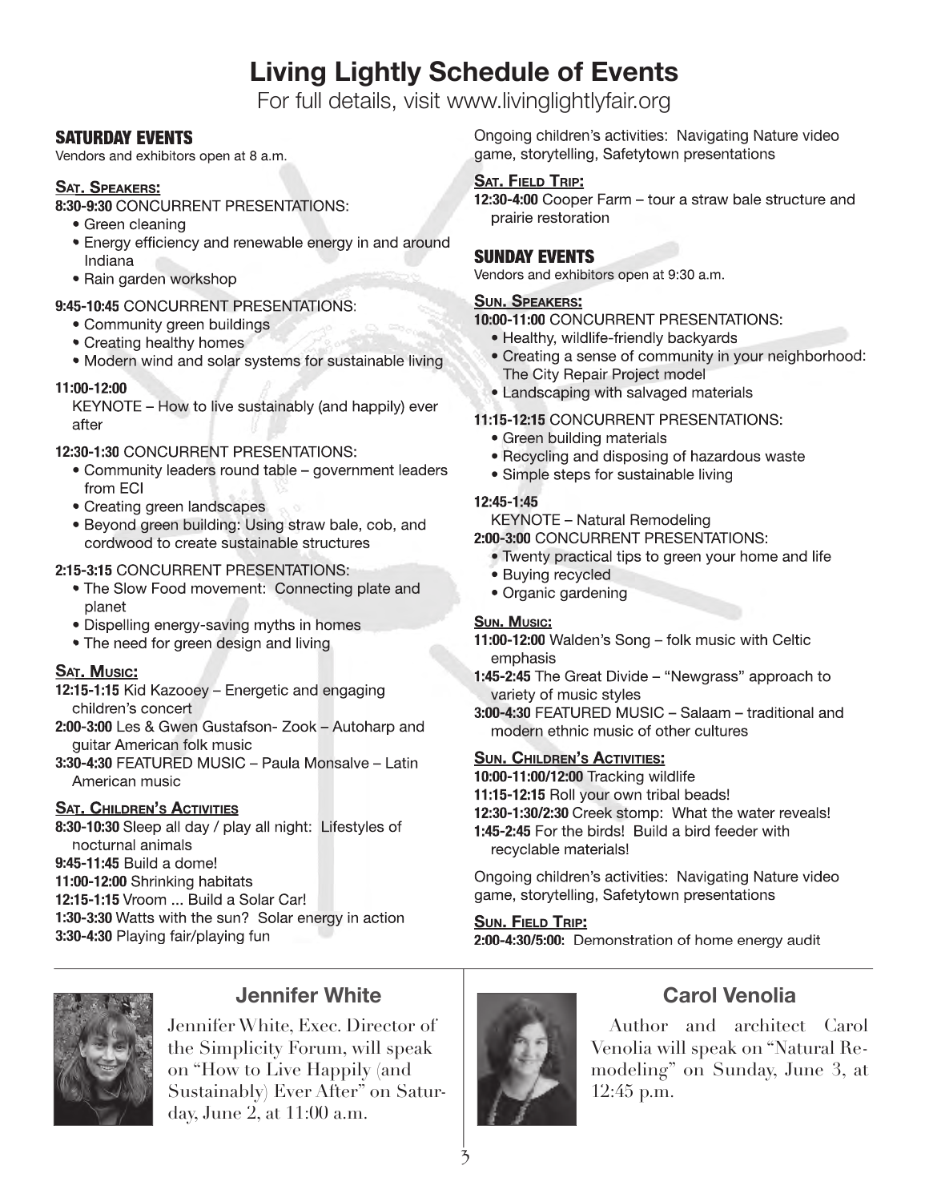# Living Lightly Schedule of Events

For full details, visit www.livinglightlyfair.org

## SATURDAY EVENTS

Vendors and exhibitors open at 8 a.m.

### Sat. Speakers:

**8:30-9:30** CONCURRENT PRESENTATIONS:

- Green cleaning
- Energy efficiency and renewable energy in and around Indiana
- Rain garden workshop

**9:45-10:45** CONCURRENT PRESENTATIONS:

- Community green buildings
- Creating healthy homes
- Modern wind and solar systems for sustainable living

**11:00-12:00**
KEYNOTE – How to live sustainably (and happily) ever after

**12:30-1:30** CONCURRENT PRESENTATIONS:

- Community leaders round table – government leaders from ECI
- Creating green landscapes
- Beyond green building: Using straw bale, cob, and cordwood to create sustainable structures

**2:15-3:15** CONCURRENT PRESENTATIONS:

- The Slow Food movement: Connecting plate and planet
- Dispelling energy-saving myths in homes
- The need for green design and living

### Sat. Music:

**12:15-1:15** Kid Kazooey – Energetic and engaging children's concert
**2:00-3:00** Les & Gwen Gustafson- Zook – Autoharp and guitar American folk music
**3:30-4:30** FEATURED MUSIC – Paula Monsalve – Latin American music

### Sat. Children's Activities

**8:30-10:30** Sleep all day / play all night: Lifestyles of nocturnal animals
**9:45-11:45** Build a dome!
**11:00-12:00** Shrinking habitats
**12:15-1:15** Vroom ... Build a Solar Car!
**1:30-3:30** Watts with the sun? Solar energy in action
**3:30-4:30** Playing fair/playing fun

Ongoing children's activities: Navigating Nature video game, storytelling, Safetytown presentations

### Sat. Field Trip:

**12:30-4:00** Cooper Farm – tour a straw bale structure and prairie restoration

## SUNDAY EVENTS

Vendors and exhibitors open at 9:30 a.m.

### Sun. Speakers:

**10:00-11:00** CONCURRENT PRESENTATIONS:

- Healthy, wildlife-friendly backyards
- Creating a sense of community in your neighborhood: The City Repair Project model
- Landscaping with salvaged materials

**11:15-12:15** CONCURRENT PRESENTATIONS:

- Green building materials
- Recycling and disposing of hazardous waste
- Simple steps for sustainable living

**12:45-1:45**
KEYNOTE – Natural Remodeling

**2:00-3:00** CONCURRENT PRESENTATIONS:

- Twenty practical tips to green your home and life
- Buying recycled
- Organic gardening

### Sun. Music:

**11:00-12:00** Walden's Song – folk music with Celtic emphasis
**1:45-2:45** The Great Divide – "Newgrass" approach to variety of music styles
**3:00-4:30** FEATURED MUSIC – Salaam – traditional and modern ethnic music of other cultures

### Sun. Children's Activities:

**10:00-11:00/12:00** Tracking wildlife
**11:15-12:15** Roll your own tribal beads!
**12:30-1:30/2:30** Creek stomp: What the water reveals!
**1:45-2:45** For the birds! Build a bird feeder with recyclable materials!

Ongoing children's activities: Navigating Nature video game, storytelling, Safetytown presentations

### Sun. Field Trip:

**2:00-4:30/5:00:** Demonstration of home energy audit

---

## Jennifer White

Jennifer White, Exec. Director of the Simplicity Forum, will speak on "How to Live Happily (and Sustainably) Ever After" on Saturday, June 2, at 11:00 a.m.

## Carol Venolia

Author and architect Carol Venolia will speak on "Natural Remodeling" on Sunday, June 3, at 12:45 p.m.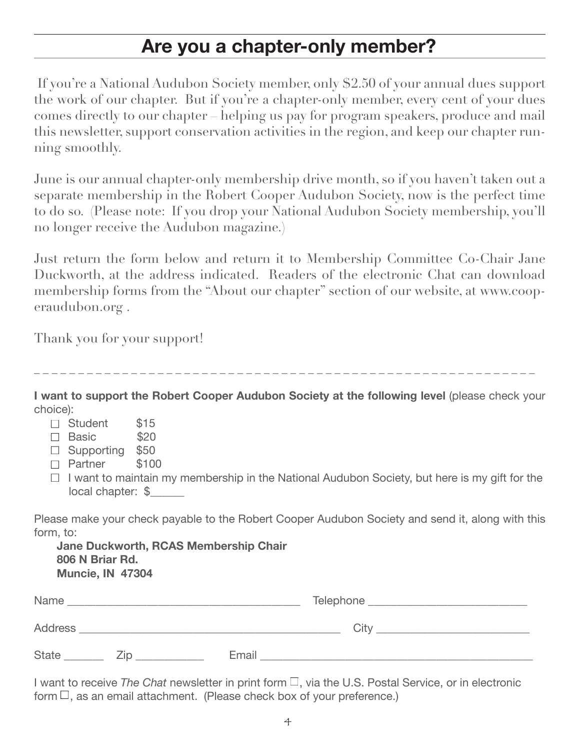## Are you a chapter-only member?

If you're a National Audubon Society member, only $2.50 of your annual dues support the work of our chapter. But if you're a chapter-only member, every cent of your dues comes directly to our chapter – helping us pay for program speakers, produce and mail this newsletter, support conservation activities in the region, and keep our chapter running smoothly.

June is our annual chapter-only membership drive month, so if you haven't taken out a separate membership in the Robert Cooper Audubon Society, now is the perfect time to do so. (Please note: If you drop your National Audubon Society membership, you'll no longer receive the Audubon magazine.)

Just return the form below and return it to Membership Committee Co-Chair Jane Duckworth, at the address indicated. Readers of the electronic Chat can download membership forms from the "About our chapter" section of our website, at www.cooperaudubon.org .

Thank you for your support!

_ _ _ _ _ _ _ _ _ _ _ _ _ _ _ _ _ _ _ _ _ _ _ _ _ _ _ _ _ _ _ _ _ _ _ _ _ _ _ _ _ _ _ _ _ _ _ _ _ _ _ _ _ _ _ _ _ _

**I want to support the Robert Cooper Audubon Society at the following level** (please check your choice):

- ☐ Student $15
- ☐ Basic $20
- ☐ Supporting $50
- ☐ Partner $100
- ☐ I want to maintain my membership in the National Audubon Society, but here is my gift for the local chapter: $______

Please make your check payable to the Robert Cooper Audubon Society and send it, along with this form, to:

**Jane Duckworth, RCAS Membership Chair**
**806 N Briar Rd.**
**Muncie, IN 47304**

Name ________________________________________ Telephone ___________________________

Address ____________________________________________ City __________________________

State _______ Zip ___________ Email _________________________________________________

I want to receive *The Chat* newsletter in print form ☐, via the U.S. Postal Service, or in electronic form ☐, as an email attachment. (Please check box of your preference.)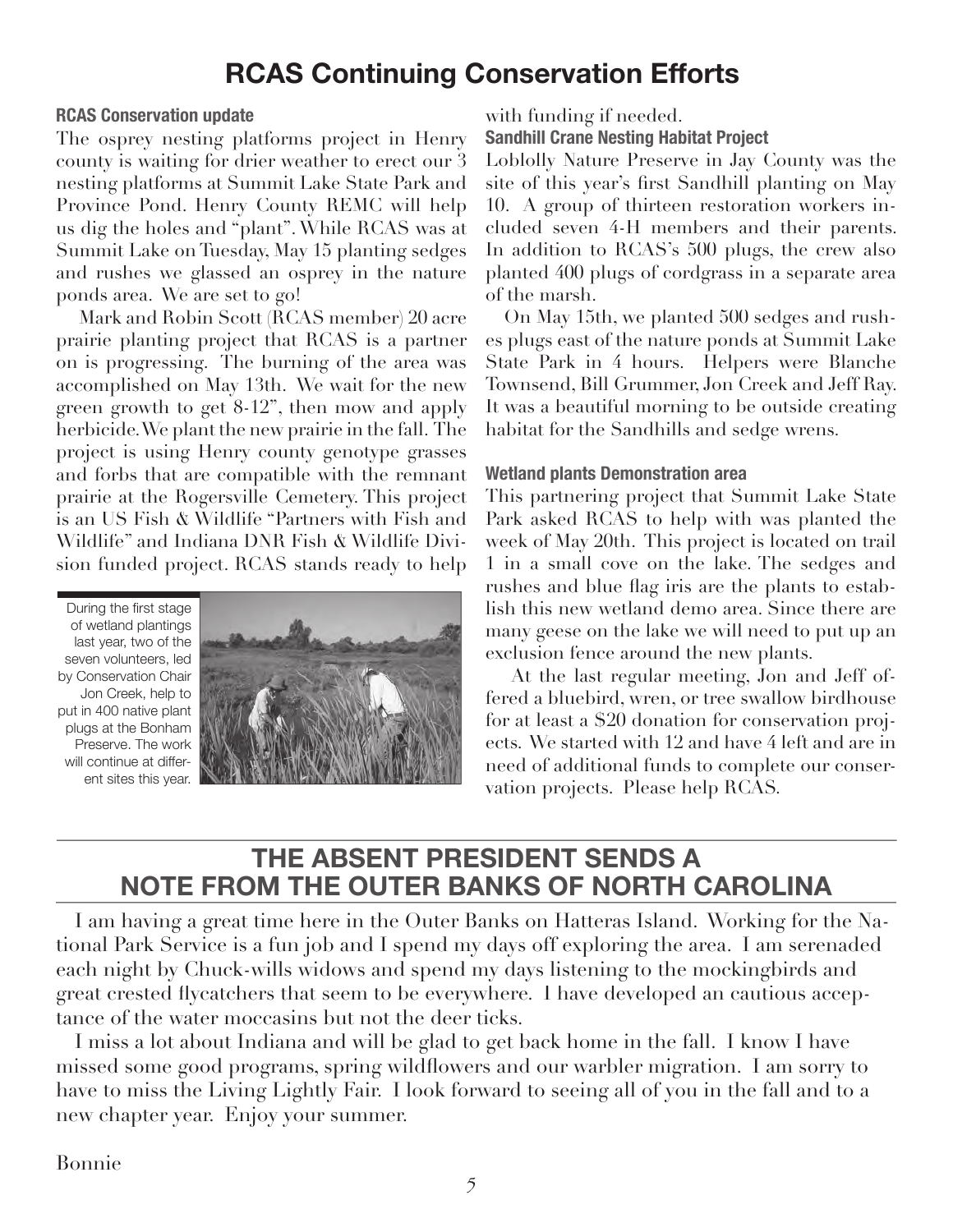# RCAS Continuing Conservation Efforts

### RCAS Conservation update

The osprey nesting platforms project in Henry county is waiting for drier weather to erect our 3 nesting platforms at Summit Lake State Park and Province Pond. Henry County REMC will help us dig the holes and "plant". While RCAS was at Summit Lake on Tuesday, May 15 planting sedges and rushes we glassed an osprey in the nature ponds area. We are set to go!

Mark and Robin Scott (RCAS member) 20 acre prairie planting project that RCAS is a partner on is progressing. The burning of the area was accomplished on May 13th. We wait for the new green growth to get 8-12", then mow and apply herbicide. We plant the new prairie in the fall. The project is using Henry county genotype grasses and forbs that are compatible with the remnant prairie at the Rogersville Cemetery. This project is an US Fish & Wildlife "Partners with Fish and Wildlife" and Indiana DNR Fish & Wildlife Division funded project. RCAS stands ready to help with funding if needed.

During the first stage of wetland plantings last year, two of the seven volunteers, led by Conservation Chair Jon Creek, help to put in 400 native plant plugs at the Bonham Preserve. The work will continue at different sites this year.

### Sandhill Crane Nesting Habitat Project

Loblolly Nature Preserve in Jay County was the site of this year's first Sandhill planting on May 10. A group of thirteen restoration workers included seven 4-H members and their parents. In addition to RCAS's 500 plugs, the crew also planted 400 plugs of cordgrass in a separate area of the marsh.

On May 15th, we planted 500 sedges and rushes plugs east of the nature ponds at Summit Lake State Park in 4 hours. Helpers were Blanche Townsend, Bill Grummer, Jon Creek and Jeff Ray. It was a beautiful morning to be outside creating habitat for the Sandhills and sedge wrens.

### Wetland plants Demonstration area

This partnering project that Summit Lake State Park asked RCAS to help with was planted the week of May 20th. This project is located on trail 1 in a small cove on the lake. The sedges and rushes and blue flag iris are the plants to establish this new wetland demo area. Since there are many geese on the lake we will need to put up an exclusion fence around the new plants.

At the last regular meeting, Jon and Jeff offered a bluebird, wren, or tree swallow birdhouse for at least a $20 donation for conservation projects. We started with 12 and have 4 left and are in need of additional funds to complete our conservation projects. Please help RCAS.

# THE ABSENT PRESIDENT SENDS A NOTE FROM THE OUTER BANKS OF NORTH CAROLINA

I am having a great time here in the Outer Banks on Hatteras Island. Working for the National Park Service is a fun job and I spend my days off exploring the area. I am serenaded each night by Chuck-wills widows and spend my days listening to the mockingbirds and great crested flycatchers that seem to be everywhere. I have developed an cautious acceptance of the water moccasins but not the deer ticks.

I miss a lot about Indiana and will be glad to get back home in the fall. I know I have missed some good programs, spring wildflowers and our warbler migration. I am sorry to have to miss the Living Lightly Fair. I look forward to seeing all of you in the fall and to a new chapter year. Enjoy your summer.

Bonnie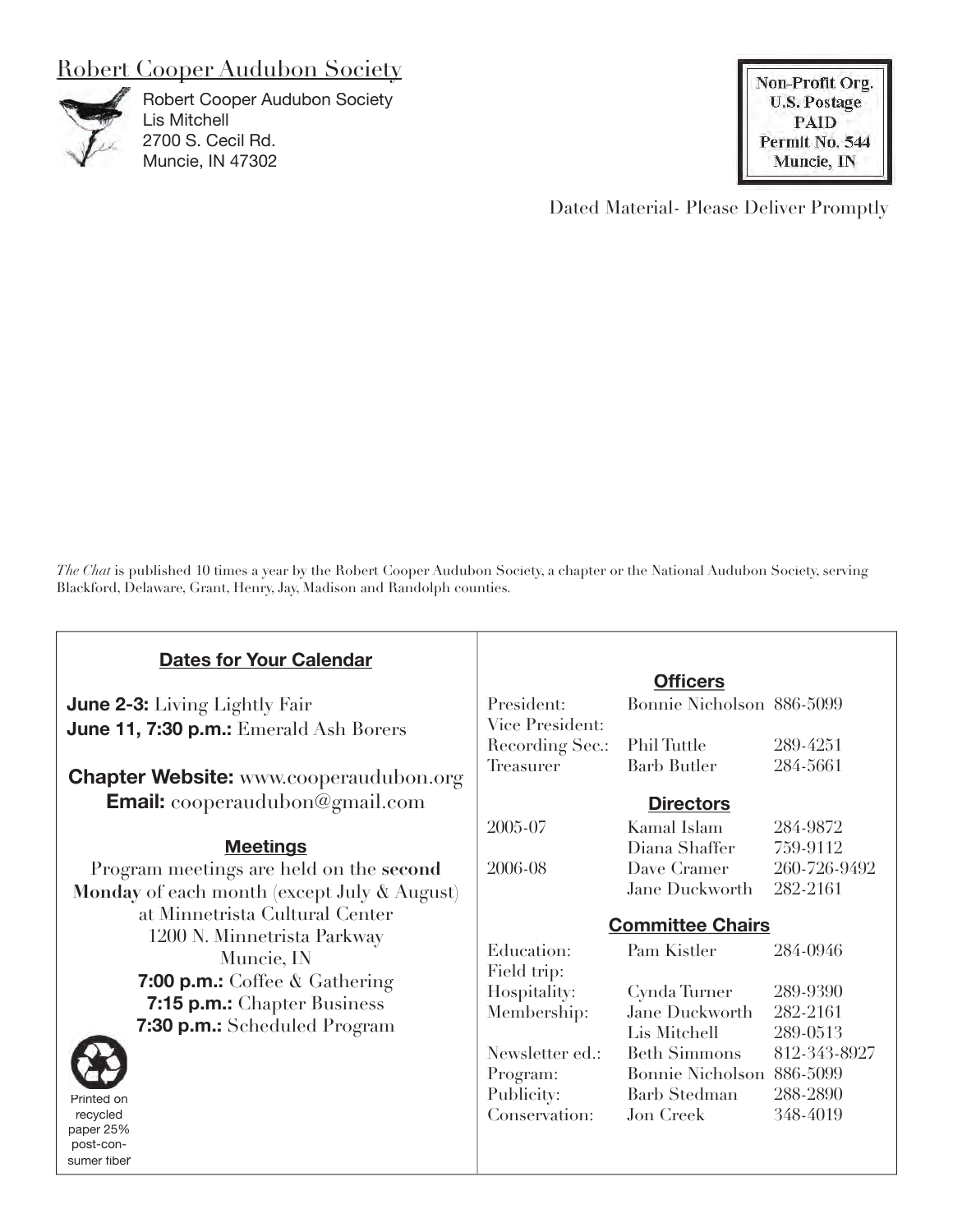Robert Cooper Audubon Society

Robert Cooper Audubon Society
Lis Mitchell
2700 S. Cecil Rd.
Muncie, IN 47302

Non-Profit Org.
U.S. Postage
PAID
Permit No. 544
Muncie, IN

Dated Material- Please Deliver Promptly

*The Chat* is published 10 times a year by the Robert Cooper Audubon Society, a chapter or the National Audubon Society, serving Blackford, Delaware, Grant, Henry, Jay, Madison and Randolph counties.

**Dates for Your Calendar**

**June 2-3:** Living Lightly Fair
**June 11, 7:30 p.m.:** Emerald Ash Borers

**Chapter Website:** www.cooperaudubon.org
**Email:** cooperaudubon@gmail.com

**Meetings**

Program meetings are held on the **second Monday** of each month (except July & August) at Minnetrista Cultural Center
1200 N. Minnetrista Parkway
Muncie, IN
**7:00 p.m.:** Coffee & Gathering
**7:15 p.m.:** Chapter Business
**7:30 p.m.:** Scheduled Program

Printed on recycled paper 25% post-consumer fiber

**Officers**

| | | |
|---|---|---|
| President: | Bonnie Nicholson | 886-5099 |
| Vice President: | | |
| Recording Sec.: | Phil Tuttle | 289-4251 |
| Treasurer | Barb Butler | 284-5661 |

**Directors**

| | | |
|---|---|---|
| 2005-07 | Kamal Islam | 284-9872 |
| | Diana Shaffer | 759-9112 |
| 2006-08 | Dave Cramer | 260-726-9492 |
| | Jane Duckworth | 282-2161 |

**Committee Chairs**

| | | |
|---|---|---|
| Education: | Pam Kistler | 284-0946 |
| Field trip: | | |
| Hospitality: | Cynda Turner | 289-9390 |
| Membership: | Jane Duckworth | 282-2161 |
| | Lis Mitchell | 289-0513 |
| Newsletter ed.: | Beth Simmons | 812-343-8927 |
| Program: | Bonnie Nicholson | 886-5099 |
| Publicity: | Barb Stedman | 288-2890 |
| Conservation: | Jon Creek | 348-4019 |